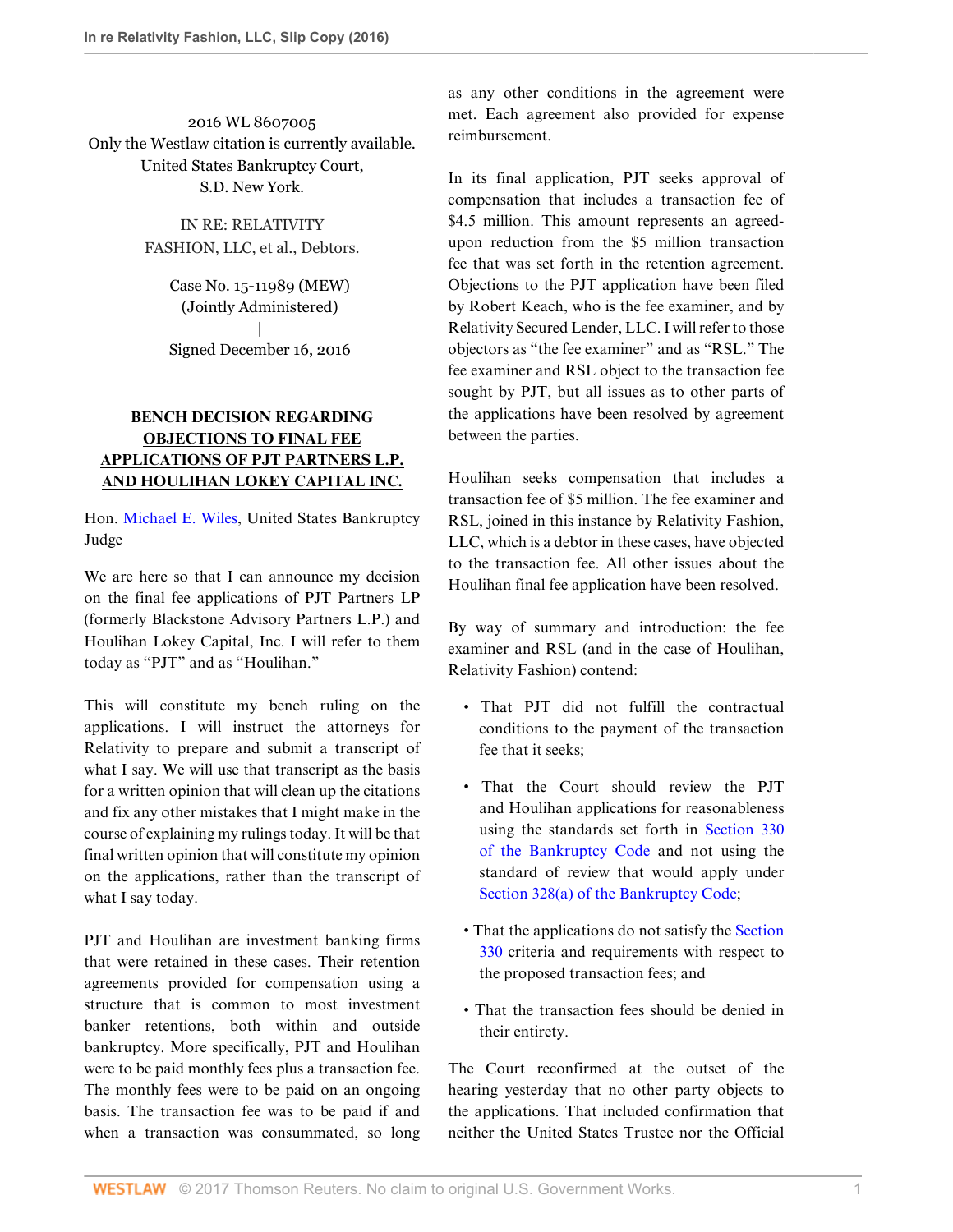2016 WL 8607005
Only the Westlaw citation is currently available.
United States Bankruptcy Court,
S.D. New York.

IN RE: RELATIVITY FASHION, LLC, et al., Debtors.

Case No. 15-11989 (MEW)
(Jointly Administered)
|
Signed December 16, 2016

## BENCH DECISION REGARDING OBJECTIONS TO FINAL FEE APPLICATIONS OF PJT PARTNERS L.P. AND HOULIHAN LOKEY CAPITAL INC.

Hon. Michael E. Wiles, United States Bankruptcy Judge

We are here so that I can announce my decision on the final fee applications of PJT Partners LP (formerly Blackstone Advisory Partners L.P.) and Houlihan Lokey Capital, Inc. I will refer to them today as "PJT" and as "Houlihan."

This will constitute my bench ruling on the applications. I will instruct the attorneys for Relativity to prepare and submit a transcript of what I say. We will use that transcript as the basis for a written opinion that will clean up the citations and fix any other mistakes that I might make in the course of explaining my rulings today. It will be that final written opinion that will constitute my opinion on the applications, rather than the transcript of what I say today.

PJT and Houlihan are investment banking firms that were retained in these cases. Their retention agreements provided for compensation using a structure that is common to most investment banker retentions, both within and outside bankruptcy. More specifically, PJT and Houlihan were to be paid monthly fees plus a transaction fee. The monthly fees were to be paid on an ongoing basis. The transaction fee was to be paid if and when a transaction was consummated, so long as any other conditions in the agreement were met. Each agreement also provided for expense reimbursement.

In its final application, PJT seeks approval of compensation that includes a transaction fee of $4.5 million. This amount represents an agreed-upon reduction from the $5 million transaction fee that was set forth in the retention agreement. Objections to the PJT application have been filed by Robert Keach, who is the fee examiner, and by Relativity Secured Lender, LLC. I will refer to those objectors as "the fee examiner" and as "RSL." The fee examiner and RSL object to the transaction fee sought by PJT, but all issues as to other parts of the applications have been resolved by agreement between the parties.

Houlihan seeks compensation that includes a transaction fee of $5 million. The fee examiner and RSL, joined in this instance by Relativity Fashion, LLC, which is a debtor in these cases, have objected to the transaction fee. All other issues about the Houlihan final fee application have been resolved.

By way of summary and introduction: the fee examiner and RSL (and in the case of Houlihan, Relativity Fashion) contend:

- That PJT did not fulfill the contractual conditions to the payment of the transaction fee that it seeks;
- That the Court should review the PJT and Houlihan applications for reasonableness using the standards set forth in Section 330 of the Bankruptcy Code and not using the standard of review that would apply under Section 328(a) of the Bankruptcy Code;
- That the applications do not satisfy the Section 330 criteria and requirements with respect to the proposed transaction fees; and
- That the transaction fees should be denied in their entirety.

The Court reconfirmed at the outset of the hearing yesterday that no other party objects to the applications. That included confirmation that neither the United States Trustee nor the Official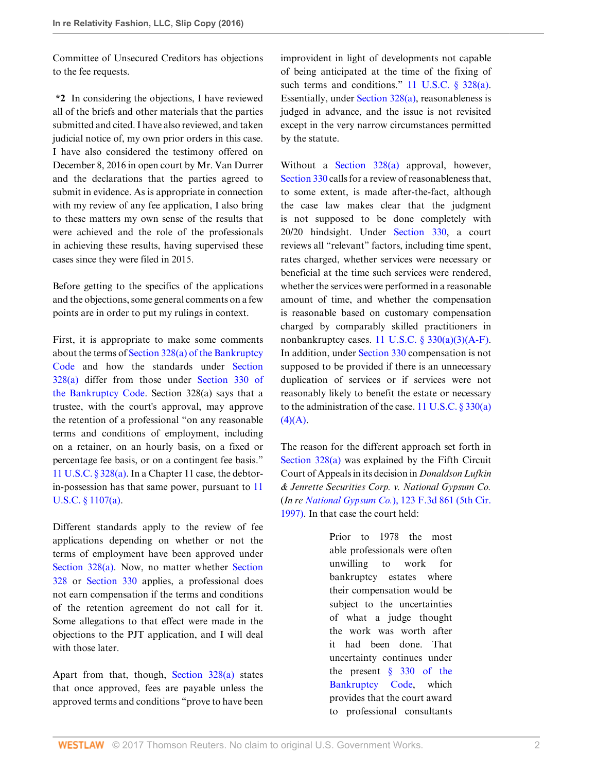Committee of Unsecured Creditors has objections to the fee requests.

**\*2** In considering the objections, I have reviewed all of the briefs and other materials that the parties submitted and cited. I have also reviewed, and taken judicial notice of, my own prior orders in this case. I have also considered the testimony offered on December 8, 2016 in open court by Mr. Van Durrer and the declarations that the parties agreed to submit in evidence. As is appropriate in connection with my review of any fee application, I also bring to these matters my own sense of the results that were achieved and the role of the professionals in achieving these results, having supervised these cases since they were filed in 2015.

Before getting to the specifics of the applications and the objections, some general comments on a few points are in order to put my rulings in context.

First, it is appropriate to make some comments about the terms of Section 328(a) of the Bankruptcy Code and how the standards under Section 328(a) differ from those under Section 330 of the Bankruptcy Code. Section 328(a) says that a trustee, with the court's approval, may approve the retention of a professional "on any reasonable terms and conditions of employment, including on a retainer, on an hourly basis, on a fixed or percentage fee basis, or on a contingent fee basis." 11 U.S.C. § 328(a). In a Chapter 11 case, the debtor-in-possession has that same power, pursuant to 11 U.S.C. § 1107(a).

Different standards apply to the review of fee applications depending on whether or not the terms of employment have been approved under Section 328(a). Now, no matter whether Section 328 or Section 330 applies, a professional does not earn compensation if the terms and conditions of the retention agreement do not call for it. Some allegations to that effect were made in the objections to the PJT application, and I will deal with those later.

Apart from that, though, Section 328(a) states that once approved, fees are payable unless the approved terms and conditions "prove to have been improvident in light of developments not capable of being anticipated at the time of the fixing of such terms and conditions." 11 U.S.C. § 328(a). Essentially, under Section 328(a), reasonableness is judged in advance, and the issue is not revisited except in the very narrow circumstances permitted by the statute.

Without a Section 328(a) approval, however, Section 330 calls for a review of reasonableness that, to some extent, is made after-the-fact, although the case law makes clear that the judgment is not supposed to be done completely with 20/20 hindsight. Under Section 330, a court reviews all "relevant" factors, including time spent, rates charged, whether services were necessary or beneficial at the time such services were rendered, whether the services were performed in a reasonable amount of time, and whether the compensation is reasonable based on customary compensation charged by comparably skilled practitioners in nonbankruptcy cases. 11 U.S.C. § 330(a)(3)(A-F). In addition, under Section 330 compensation is not supposed to be provided if there is an unnecessary duplication of services or if services were not reasonably likely to benefit the estate or necessary to the administration of the case. 11 U.S.C. § 330(a)(4)(A).

The reason for the different approach set forth in Section 328(a) was explained by the Fifth Circuit Court of Appeals in its decision in *Donaldson Lufkin & Jenrette Securities Corp. v. National Gypsum Co.* (*In re* *National Gypsum Co.*), 123 F.3d 861 (5th Cir. 1997). In that case the court held:

> Prior to 1978 the most able professionals were often unwilling to work for bankruptcy estates where their compensation would be subject to the uncertainties of what a judge thought the work was worth after it had been done. That uncertainty continues under the present § 330 of the Bankruptcy Code, which provides that the court award to professional consultants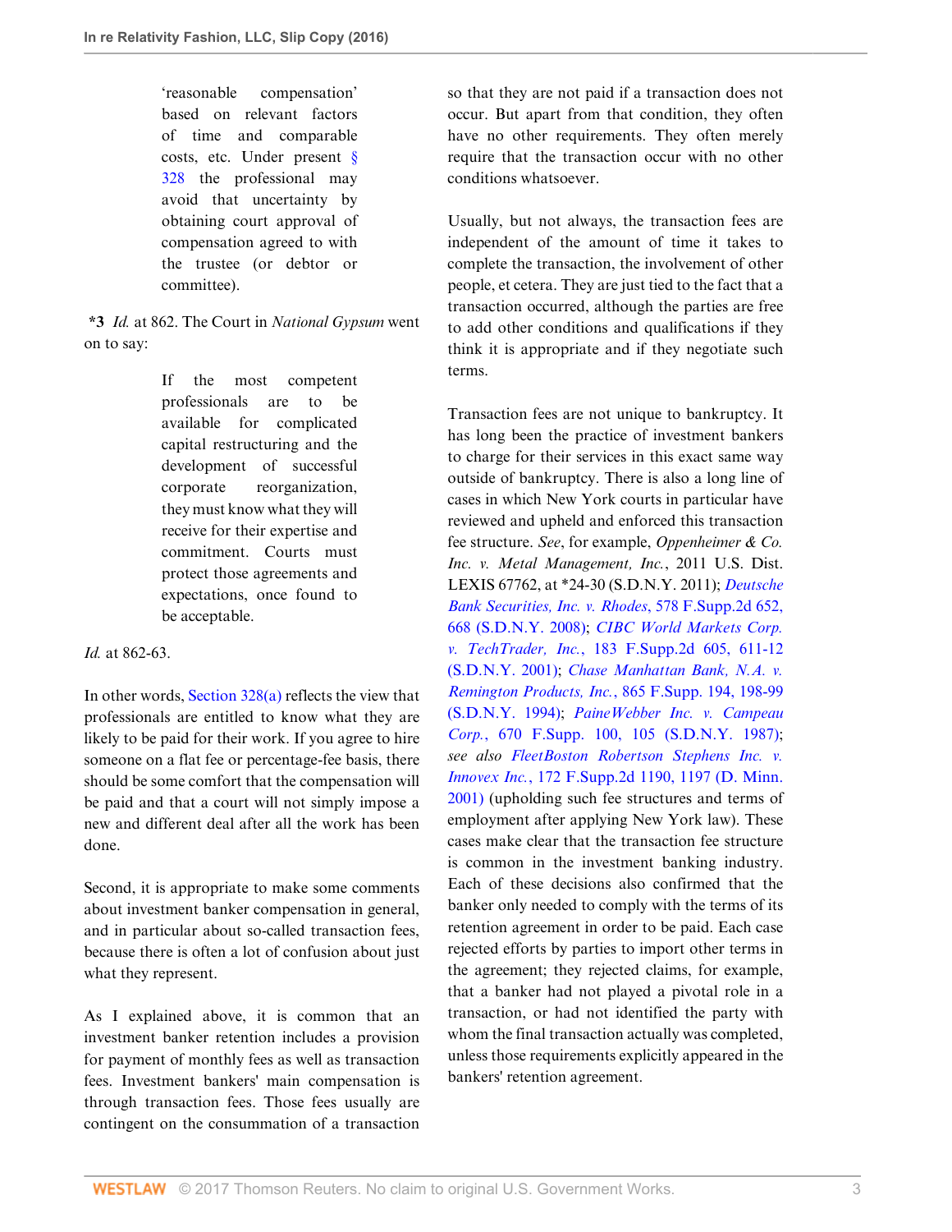> 'reasonable compensation' based on relevant factors of time and comparable costs, etc. Under present § 328 the professional may avoid that uncertainty by obtaining court approval of compensation agreed to with the trustee (or debtor or committee).

**\*3** *Id.* at 862. The Court in *National Gypsum* went on to say:

> If the most competent professionals are to be available for complicated capital restructuring and the development of successful corporate reorganization, they must know what they will receive for their expertise and commitment. Courts must protect those agreements and expectations, once found to be acceptable.

*Id.* at 862-63.

In other words, Section 328(a) reflects the view that professionals are entitled to know what they are likely to be paid for their work. If you agree to hire someone on a flat fee or percentage-fee basis, there should be some comfort that the compensation will be paid and that a court will not simply impose a new and different deal after all the work has been done.

Second, it is appropriate to make some comments about investment banker compensation in general, and in particular about so-called transaction fees, because there is often a lot of confusion about just what they represent.

As I explained above, it is common that an investment banker retention includes a provision for payment of monthly fees as well as transaction fees. Investment bankers' main compensation is through transaction fees. Those fees usually are contingent on the consummation of a transaction so that they are not paid if a transaction does not occur. But apart from that condition, they often have no other requirements. They often merely require that the transaction occur with no other conditions whatsoever.

Usually, but not always, the transaction fees are independent of the amount of time it takes to complete the transaction, the involvement of other people, et cetera. They are just tied to the fact that a transaction occurred, although the parties are free to add other conditions and qualifications if they think it is appropriate and if they negotiate such terms.

Transaction fees are not unique to bankruptcy. It has long been the practice of investment bankers to charge for their services in this exact same way outside of bankruptcy. There is also a long line of cases in which New York courts in particular have reviewed and upheld and enforced this transaction fee structure. *See*, for example, *Oppenheimer & Co. Inc. v. Metal Management, Inc.*, 2011 U.S. Dist. LEXIS 67762, at \*24-30 (S.D.N.Y. 2011); *Deutsche Bank Securities, Inc. v. Rhodes*, 578 F.Supp.2d 652, 668 (S.D.N.Y. 2008); *CIBC World Markets Corp. v. TechTrader, Inc.*, 183 F.Supp.2d 605, 611-12 (S.D.N.Y. 2001); *Chase Manhattan Bank, N.A. v. Remington Products, Inc.*, 865 F.Supp. 194, 198-99 (S.D.N.Y. 1994); *PaineWebber Inc. v. Campeau Corp.*, 670 F.Supp. 100, 105 (S.D.N.Y. 1987); *see also FleetBoston Robertson Stephens Inc. v. Innovex Inc.*, 172 F.Supp.2d 1190, 1197 (D. Minn. 2001) (upholding such fee structures and terms of employment after applying New York law). These cases make clear that the transaction fee structure is common in the investment banking industry. Each of these decisions also confirmed that the banker only needed to comply with the terms of its retention agreement in order to be paid. Each case rejected efforts by parties to import other terms in the agreement; they rejected claims, for example, that a banker had not played a pivotal role in a transaction, or had not identified the party with whom the final transaction actually was completed, unless those requirements explicitly appeared in the bankers' retention agreement.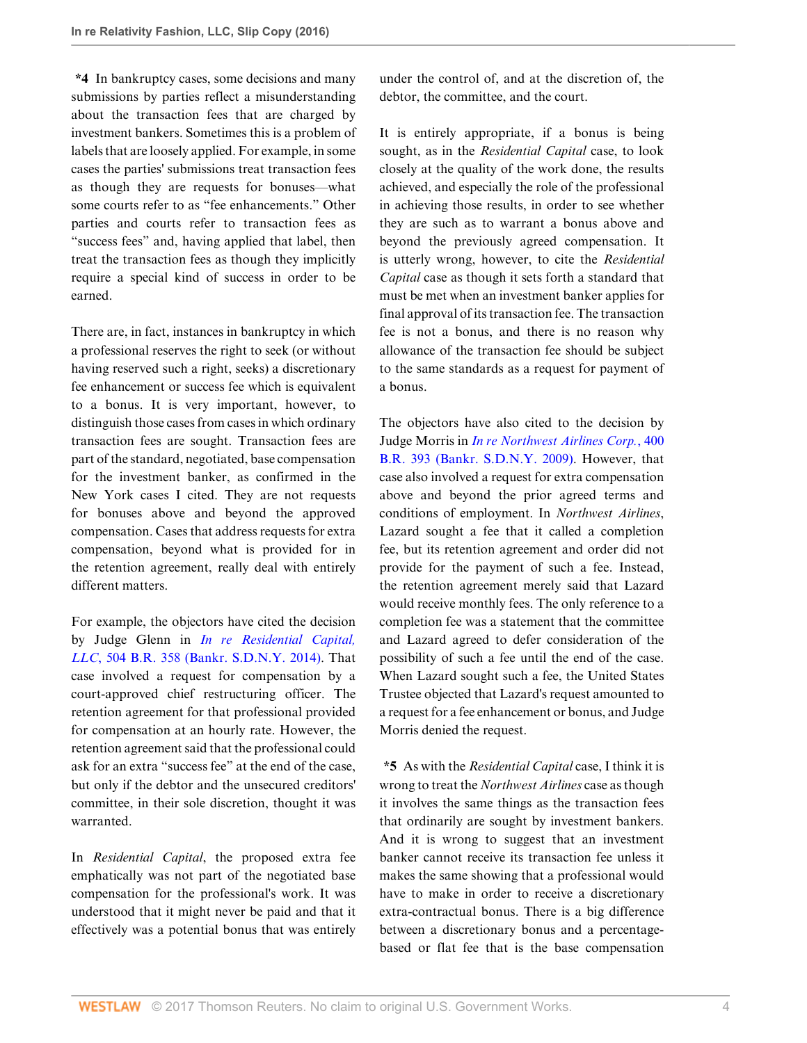**\*4** In bankruptcy cases, some decisions and many submissions by parties reflect a misunderstanding about the transaction fees that are charged by investment bankers. Sometimes this is a problem of labels that are loosely applied. For example, in some cases the parties' submissions treat transaction fees as though they are requests for bonuses—what some courts refer to as "fee enhancements." Other parties and courts refer to transaction fees as "success fees" and, having applied that label, then treat the transaction fees as though they implicitly require a special kind of success in order to be earned.

There are, in fact, instances in bankruptcy in which a professional reserves the right to seek (or without having reserved such a right, seeks) a discretionary fee enhancement or success fee which is equivalent to a bonus. It is very important, however, to distinguish those cases from cases in which ordinary transaction fees are sought. Transaction fees are part of the standard, negotiated, base compensation for the investment banker, as confirmed in the New York cases I cited. They are not requests for bonuses above and beyond the approved compensation. Cases that address requests for extra compensation, beyond what is provided for in the retention agreement, really deal with entirely different matters.

For example, the objectors have cited the decision by Judge Glenn in *In re Residential Capital, LLC*, 504 B.R. 358 (Bankr. S.D.N.Y. 2014). That case involved a request for compensation by a court-approved chief restructuring officer. The retention agreement for that professional provided for compensation at an hourly rate. However, the retention agreement said that the professional could ask for an extra "success fee" at the end of the case, but only if the debtor and the unsecured creditors' committee, in their sole discretion, thought it was warranted.

In *Residential Capital*, the proposed extra fee emphatically was not part of the negotiated base compensation for the professional's work. It was understood that it might never be paid and that it effectively was a potential bonus that was entirely under the control of, and at the discretion of, the debtor, the committee, and the court.

It is entirely appropriate, if a bonus is being sought, as in the *Residential Capital* case, to look closely at the quality of the work done, the results achieved, and especially the role of the professional in achieving those results, in order to see whether they are such as to warrant a bonus above and beyond the previously agreed compensation. It is utterly wrong, however, to cite the *Residential Capital* case as though it sets forth a standard that must be met when an investment banker applies for final approval of its transaction fee. The transaction fee is not a bonus, and there is no reason why allowance of the transaction fee should be subject to the same standards as a request for payment of a bonus.

The objectors have also cited to the decision by Judge Morris in *In re Northwest Airlines Corp.*, 400 B.R. 393 (Bankr. S.D.N.Y. 2009). However, that case also involved a request for extra compensation above and beyond the prior agreed terms and conditions of employment. In *Northwest Airlines*, Lazard sought a fee that it called a completion fee, but its retention agreement and order did not provide for the payment of such a fee. Instead, the retention agreement merely said that Lazard would receive monthly fees. The only reference to a completion fee was a statement that the committee and Lazard agreed to defer consideration of the possibility of such a fee until the end of the case. When Lazard sought such a fee, the United States Trustee objected that Lazard's request amounted to a request for a fee enhancement or bonus, and Judge Morris denied the request.

**\*5** As with the *Residential Capital* case, I think it is wrong to treat the *Northwest Airlines* case as though it involves the same things as the transaction fees that ordinarily are sought by investment bankers. And it is wrong to suggest that an investment banker cannot receive its transaction fee unless it makes the same showing that a professional would have to make in order to receive a discretionary extra-contractual bonus. There is a big difference between a discretionary bonus and a percentage-based or flat fee that is the base compensation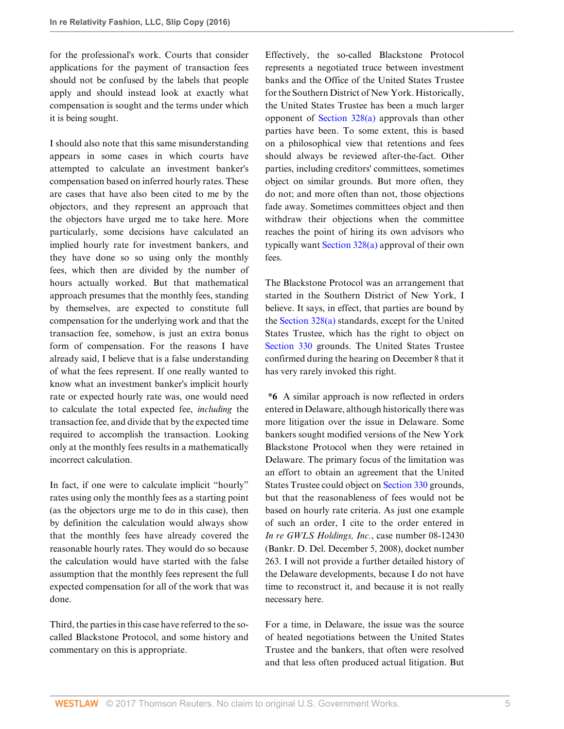for the professional's work. Courts that consider applications for the payment of transaction fees should not be confused by the labels that people apply and should instead look at exactly what compensation is sought and the terms under which it is being sought.

I should also note that this same misunderstanding appears in some cases in which courts have attempted to calculate an investment banker's compensation based on inferred hourly rates. These are cases that have also been cited to me by the objectors, and they represent an approach that the objectors have urged me to take here. More particularly, some decisions have calculated an implied hourly rate for investment bankers, and they have done so so using only the monthly fees, which then are divided by the number of hours actually worked. But that mathematical approach presumes that the monthly fees, standing by themselves, are expected to constitute full compensation for the underlying work and that the transaction fee, somehow, is just an extra bonus form of compensation. For the reasons I have already said, I believe that is a false understanding of what the fees represent. If one really wanted to know what an investment banker's implicit hourly rate or expected hourly rate was, one would need to calculate the total expected fee, *including* the transaction fee, and divide that by the expected time required to accomplish the transaction. Looking only at the monthly fees results in a mathematically incorrect calculation.

In fact, if one were to calculate implicit "hourly" rates using only the monthly fees as a starting point (as the objectors urge me to do in this case), then by definition the calculation would always show that the monthly fees have already covered the reasonable hourly rates. They would do so because the calculation would have started with the false assumption that the monthly fees represent the full expected compensation for all of the work that was done.

Third, the parties in this case have referred to the so-called Blackstone Protocol, and some history and commentary on this is appropriate.

Effectively, the so-called Blackstone Protocol represents a negotiated truce between investment banks and the Office of the United States Trustee for the Southern District of New York. Historically, the United States Trustee has been a much larger opponent of Section 328(a) approvals than other parties have been. To some extent, this is based on a philosophical view that retentions and fees should always be reviewed after-the-fact. Other parties, including creditors' committees, sometimes object on similar grounds. But more often, they do not; and more often than not, those objections fade away. Sometimes committees object and then withdraw their objections when the committee reaches the point of hiring its own advisors who typically want Section 328(a) approval of their own fees.

The Blackstone Protocol was an arrangement that started in the Southern District of New York, I believe. It says, in effect, that parties are bound by the Section 328(a) standards, except for the United States Trustee, which has the right to object on Section 330 grounds. The United States Trustee confirmed during the hearing on December 8 that it has very rarely invoked this right.

**\*6** A similar approach is now reflected in orders entered in Delaware, although historically there was more litigation over the issue in Delaware. Some bankers sought modified versions of the New York Blackstone Protocol when they were retained in Delaware. The primary focus of the limitation was an effort to obtain an agreement that the United States Trustee could object on Section 330 grounds, but that the reasonableness of fees would not be based on hourly rate criteria. As just one example of such an order, I cite to the order entered in *In re GWLS Holdings, Inc.*, case number 08-12430 (Bankr. D. Del. December 5, 2008), docket number 263. I will not provide a further detailed history of the Delaware developments, because I do not have time to reconstruct it, and because it is not really necessary here.

For a time, in Delaware, the issue was the source of heated negotiations between the United States Trustee and the bankers, that often were resolved and that less often produced actual litigation. But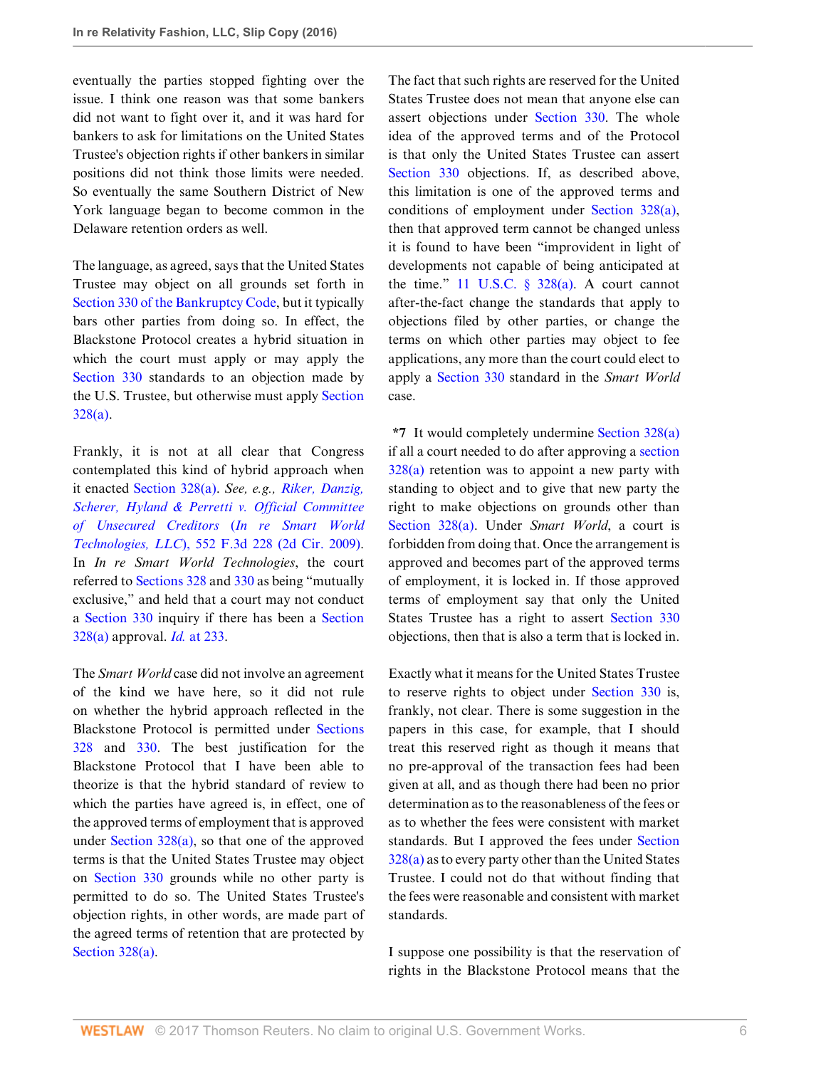eventually the parties stopped fighting over the issue. I think one reason was that some bankers did not want to fight over it, and it was hard for bankers to ask for limitations on the United States Trustee's objection rights if other bankers in similar positions did not think those limits were needed. So eventually the same Southern District of New York language began to become common in the Delaware retention orders as well.

The language, as agreed, says that the United States Trustee may object on all grounds set forth in Section 330 of the Bankruptcy Code, but it typically bars other parties from doing so. In effect, the Blackstone Protocol creates a hybrid situation in which the court must apply or may apply the Section 330 standards to an objection made by the U.S. Trustee, but otherwise must apply Section 328(a).

Frankly, it is not at all clear that Congress contemplated this kind of hybrid approach when it enacted Section 328(a). *See, e.g., Riker, Danzig, Scherer, Hyland & Perretti v. Official Committee of Unsecured Creditors (In re Smart World Technologies, LLC)*, 552 F.3d 228 (2d Cir. 2009). In *In re Smart World Technologies*, the court referred to Sections 328 and 330 as being "mutually exclusive," and held that a court may not conduct a Section 330 inquiry if there has been a Section 328(a) approval. *Id.* at 233.

The *Smart World* case did not involve an agreement of the kind we have here, so it did not rule on whether the hybrid approach reflected in the Blackstone Protocol is permitted under Sections 328 and 330. The best justification for the Blackstone Protocol that I have been able to theorize is that the hybrid standard of review to which the parties have agreed is, in effect, one of the approved terms of employment that is approved under Section 328(a), so that one of the approved terms is that the United States Trustee may object on Section 330 grounds while no other party is permitted to do so. The United States Trustee's objection rights, in other words, are made part of the agreed terms of retention that are protected by Section 328(a).

The fact that such rights are reserved for the United States Trustee does not mean that anyone else can assert objections under Section 330. The whole idea of the approved terms and of the Protocol is that only the United States Trustee can assert Section 330 objections. If, as described above, this limitation is one of the approved terms and conditions of employment under Section 328(a), then that approved term cannot be changed unless it is found to have been "improvident in light of developments not capable of being anticipated at the time." 11 U.S.C. § 328(a). A court cannot after-the-fact change the standards that apply to objections filed by other parties, or change the terms on which other parties may object to fee applications, any more than the court could elect to apply a Section 330 standard in the *Smart World* case.

**\*7** It would completely undermine Section 328(a) if all a court needed to do after approving a section 328(a) retention was to appoint a new party with standing to object and to give that new party the right to make objections on grounds other than Section 328(a). Under *Smart World*, a court is forbidden from doing that. Once the arrangement is approved and becomes part of the approved terms of employment, it is locked in. If those approved terms of employment say that only the United States Trustee has a right to assert Section 330 objections, then that is also a term that is locked in.

Exactly what it means for the United States Trustee to reserve rights to object under Section 330 is, frankly, not clear. There is some suggestion in the papers in this case, for example, that I should treat this reserved right as though it means that no pre-approval of the transaction fees had been given at all, and as though there had been no prior determination as to the reasonableness of the fees or as to whether the fees were consistent with market standards. But I approved the fees under Section 328(a) as to every party other than the United States Trustee. I could not do that without finding that the fees were reasonable and consistent with market standards.

I suppose one possibility is that the reservation of rights in the Blackstone Protocol means that the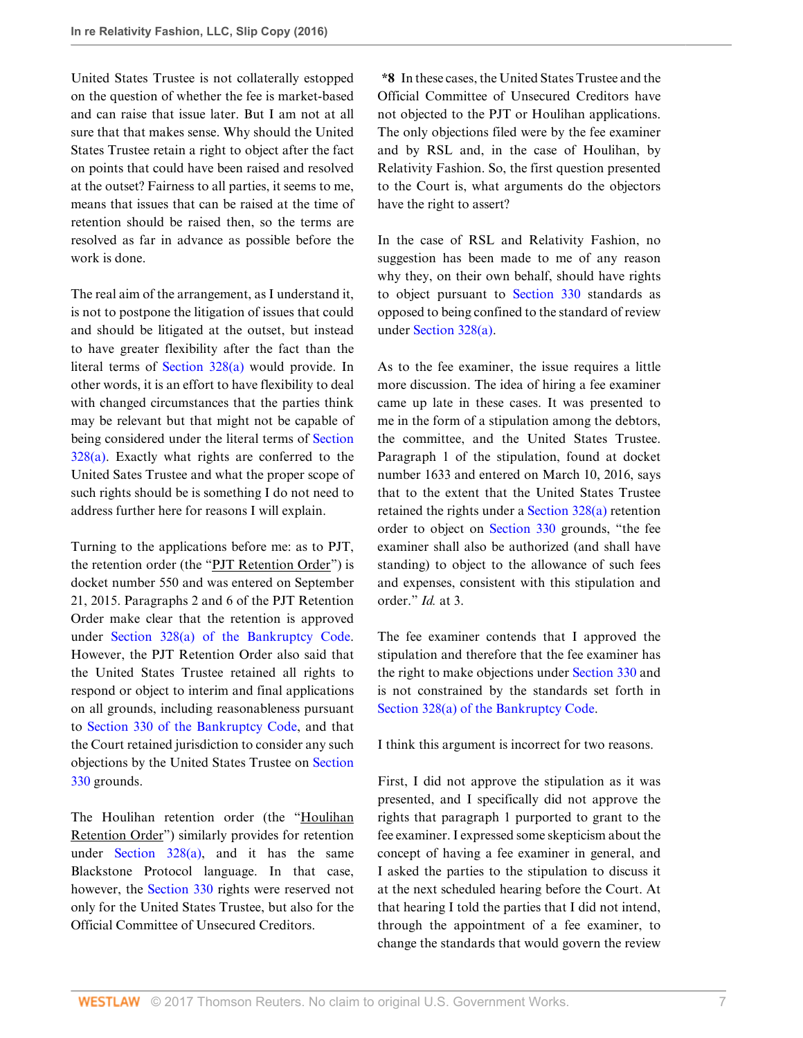United States Trustee is not collaterally estopped on the question of whether the fee is market-based and can raise that issue later. But I am not at all sure that that makes sense. Why should the United States Trustee retain a right to object after the fact on points that could have been raised and resolved at the outset? Fairness to all parties, it seems to me, means that issues that can be raised at the time of retention should be raised then, so the terms are resolved as far in advance as possible before the work is done.

The real aim of the arrangement, as I understand it, is not to postpone the litigation of issues that could and should be litigated at the outset, but instead to have greater flexibility after the fact than the literal terms of Section 328(a) would provide. In other words, it is an effort to have flexibility to deal with changed circumstances that the parties think may be relevant but that might not be capable of being considered under the literal terms of Section 328(a). Exactly what rights are conferred to the United Sates Trustee and what the proper scope of such rights should be is something I do not need to address further here for reasons I will explain.

Turning to the applications before me: as to PJT, the retention order (the "PJT Retention Order") is docket number 550 and was entered on September 21, 2015. Paragraphs 2 and 6 of the PJT Retention Order make clear that the retention is approved under Section 328(a) of the Bankruptcy Code. However, the PJT Retention Order also said that the United States Trustee retained all rights to respond or object to interim and final applications on all grounds, including reasonableness pursuant to Section 330 of the Bankruptcy Code, and that the Court retained jurisdiction to consider any such objections by the United States Trustee on Section 330 grounds.

The Houlihan retention order (the "Houlihan Retention Order") similarly provides for retention under Section 328(a), and it has the same Blackstone Protocol language. In that case, however, the Section 330 rights were reserved not only for the United States Trustee, but also for the Official Committee of Unsecured Creditors.

**\*8** In these cases, the United States Trustee and the Official Committee of Unsecured Creditors have not objected to the PJT or Houlihan applications. The only objections filed were by the fee examiner and by RSL and, in the case of Houlihan, by Relativity Fashion. So, the first question presented to the Court is, what arguments do the objectors have the right to assert?

In the case of RSL and Relativity Fashion, no suggestion has been made to me of any reason why they, on their own behalf, should have rights to object pursuant to Section 330 standards as opposed to being confined to the standard of review under Section 328(a).

As to the fee examiner, the issue requires a little more discussion. The idea of hiring a fee examiner came up late in these cases. It was presented to me in the form of a stipulation among the debtors, the committee, and the United States Trustee. Paragraph 1 of the stipulation, found at docket number 1633 and entered on March 10, 2016, says that to the extent that the United States Trustee retained the rights under a Section 328(a) retention order to object on Section 330 grounds, "the fee examiner shall also be authorized (and shall have standing) to object to the allowance of such fees and expenses, consistent with this stipulation and order." *Id.* at 3.

The fee examiner contends that I approved the stipulation and therefore that the fee examiner has the right to make objections under Section 330 and is not constrained by the standards set forth in Section 328(a) of the Bankruptcy Code.

I think this argument is incorrect for two reasons.

First, I did not approve the stipulation as it was presented, and I specifically did not approve the rights that paragraph 1 purported to grant to the fee examiner. I expressed some skepticism about the concept of having a fee examiner in general, and I asked the parties to the stipulation to discuss it at the next scheduled hearing before the Court. At that hearing I told the parties that I did not intend, through the appointment of a fee examiner, to change the standards that would govern the review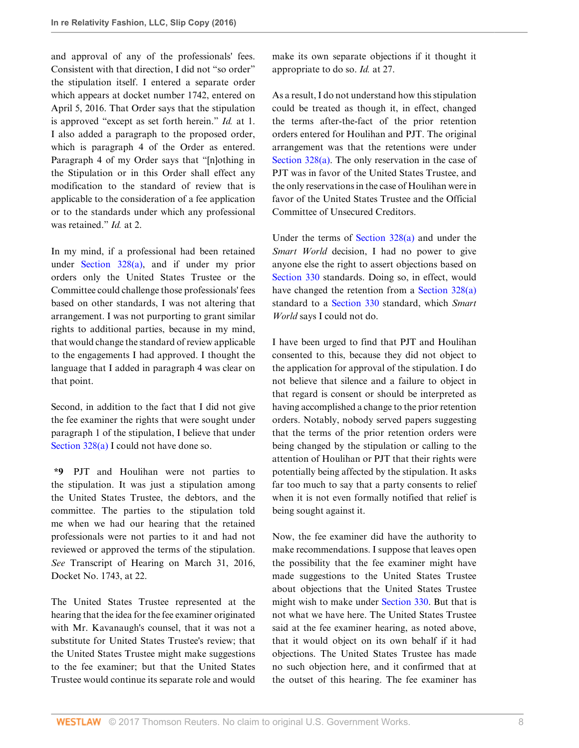and approval of any of the professionals' fees. Consistent with that direction, I did not "so order" the stipulation itself. I entered a separate order which appears at docket number 1742, entered on April 5, 2016. That Order says that the stipulation is approved "except as set forth herein." *Id.* at 1. I also added a paragraph to the proposed order, which is paragraph 4 of the Order as entered. Paragraph 4 of my Order says that "[n]othing in the Stipulation or in this Order shall effect any modification to the standard of review that is applicable to the consideration of a fee application or to the standards under which any professional was retained." *Id.* at 2.

In my mind, if a professional had been retained under Section 328(a), and if under my prior orders only the United States Trustee or the Committee could challenge those professionals' fees based on other standards, I was not altering that arrangement. I was not purporting to grant similar rights to additional parties, because in my mind, that would change the standard of review applicable to the engagements I had approved. I thought the language that I added in paragraph 4 was clear on that point.

Second, in addition to the fact that I did not give the fee examiner the rights that were sought under paragraph 1 of the stipulation, I believe that under Section 328(a) I could not have done so.

**\*9** PJT and Houlihan were not parties to the stipulation. It was just a stipulation among the United States Trustee, the debtors, and the committee. The parties to the stipulation told me when we had our hearing that the retained professionals were not parties to it and had not reviewed or approved the terms of the stipulation. *See* Transcript of Hearing on March 31, 2016, Docket No. 1743, at 22.

The United States Trustee represented at the hearing that the idea for the fee examiner originated with Mr. Kavanaugh's counsel, that it was not a substitute for United States Trustee's review; that the United States Trustee might make suggestions to the fee examiner; but that the United States Trustee would continue its separate role and would make its own separate objections if it thought it appropriate to do so. *Id.* at 27.

As a result, I do not understand how this stipulation could be treated as though it, in effect, changed the terms after-the-fact of the prior retention orders entered for Houlihan and PJT. The original arrangement was that the retentions were under Section 328(a). The only reservation in the case of PJT was in favor of the United States Trustee, and the only reservations in the case of Houlihan were in favor of the United States Trustee and the Official Committee of Unsecured Creditors.

Under the terms of Section 328(a) and under the *Smart World* decision, I had no power to give anyone else the right to assert objections based on Section 330 standards. Doing so, in effect, would have changed the retention from a Section 328(a) standard to a Section 330 standard, which *Smart World* says I could not do.

I have been urged to find that PJT and Houlihan consented to this, because they did not object to the application for approval of the stipulation. I do not believe that silence and a failure to object in that regard is consent or should be interpreted as having accomplished a change to the prior retention orders. Notably, nobody served papers suggesting that the terms of the prior retention orders were being changed by the stipulation or calling to the attention of Houlihan or PJT that their rights were potentially being affected by the stipulation. It asks far too much to say that a party consents to relief when it is not even formally notified that relief is being sought against it.

Now, the fee examiner did have the authority to make recommendations. I suppose that leaves open the possibility that the fee examiner might have made suggestions to the United States Trustee about objections that the United States Trustee might wish to make under Section 330. But that is not what we have here. The United States Trustee said at the fee examiner hearing, as noted above, that it would object on its own behalf if it had objections. The United States Trustee has made no such objection here, and it confirmed that at the outset of this hearing. The fee examiner has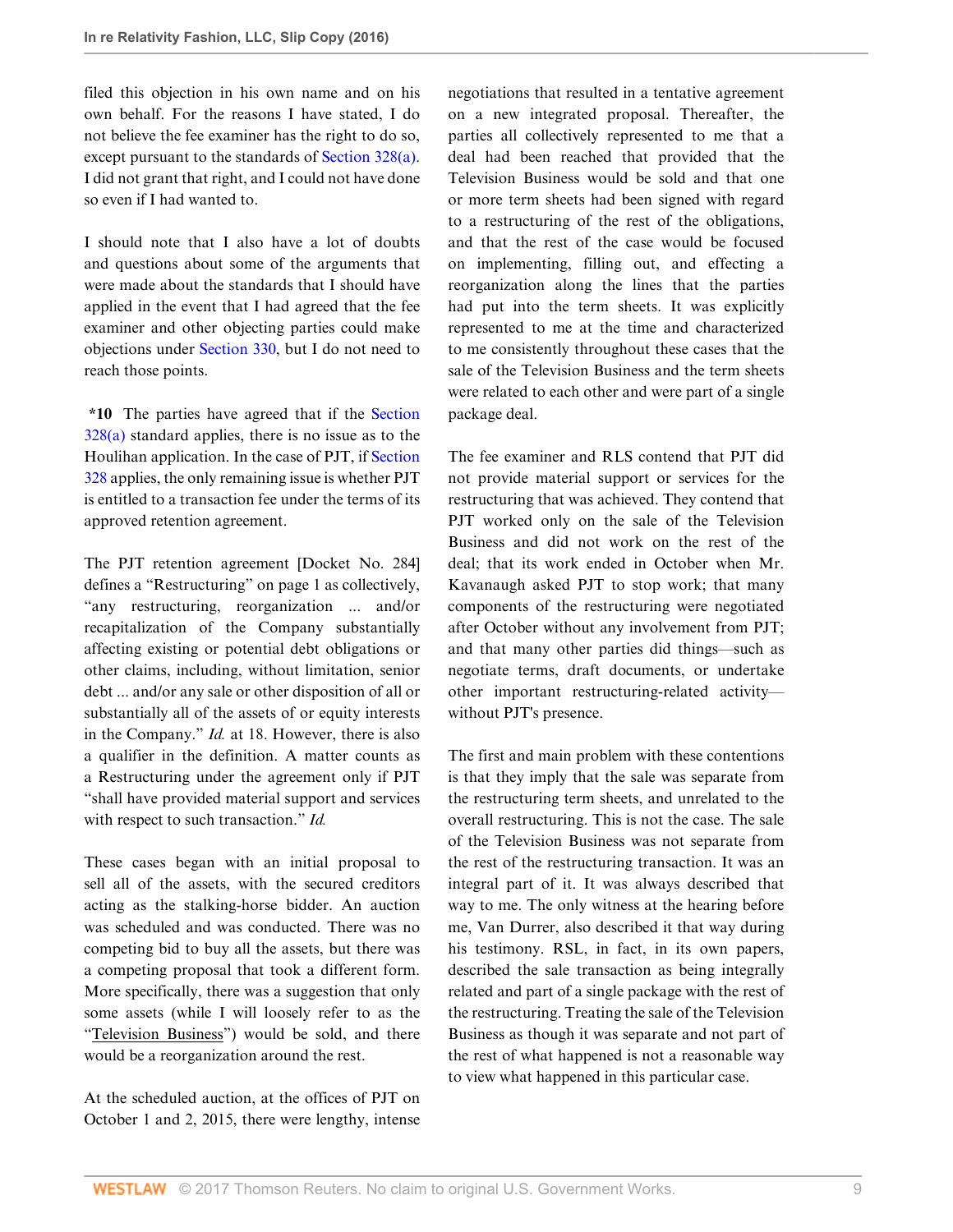filed this objection in his own name and on his own behalf. For the reasons I have stated, I do not believe the fee examiner has the right to do so, except pursuant to the standards of Section 328(a). I did not grant that right, and I could not have done so even if I had wanted to.

I should note that I also have a lot of doubts and questions about some of the arguments that were made about the standards that I should have applied in the event that I had agreed that the fee examiner and other objecting parties could make objections under Section 330, but I do not need to reach those points.

**\*10** The parties have agreed that if the Section 328(a) standard applies, there is no issue as to the Houlihan application. In the case of PJT, if Section 328 applies, the only remaining issue is whether PJT is entitled to a transaction fee under the terms of its approved retention agreement.

The PJT retention agreement [Docket No. 284] defines a "Restructuring" on page 1 as collectively, "any restructuring, reorganization ... and/or recapitalization of the Company substantially affecting existing or potential debt obligations or other claims, including, without limitation, senior debt ... and/or any sale or other disposition of all or substantially all of the assets of or equity interests in the Company." *Id.* at 18. However, there is also a qualifier in the definition. A matter counts as a Restructuring under the agreement only if PJT "shall have provided material support and services with respect to such transaction." *Id.*

These cases began with an initial proposal to sell all of the assets, with the secured creditors acting as the stalking-horse bidder. An auction was scheduled and was conducted. There was no competing bid to buy all the assets, but there was a competing proposal that took a different form. More specifically, there was a suggestion that only some assets (while I will loosely refer to as the "Television Business") would be sold, and there would be a reorganization around the rest.

At the scheduled auction, at the offices of PJT on October 1 and 2, 2015, there were lengthy, intense negotiations that resulted in a tentative agreement on a new integrated proposal. Thereafter, the parties all collectively represented to me that a deal had been reached that provided that the Television Business would be sold and that one or more term sheets had been signed with regard to a restructuring of the rest of the obligations, and that the rest of the case would be focused on implementing, filling out, and effecting a reorganization along the lines that the parties had put into the term sheets. It was explicitly represented to me at the time and characterized to me consistently throughout these cases that the sale of the Television Business and the term sheets were related to each other and were part of a single package deal.

The fee examiner and RLS contend that PJT did not provide material support or services for the restructuring that was achieved. They contend that PJT worked only on the sale of the Television Business and did not work on the rest of the deal; that its work ended in October when Mr. Kavanaugh asked PJT to stop work; that many components of the restructuring were negotiated after October without any involvement from PJT; and that many other parties did things—such as negotiate terms, draft documents, or undertake other important restructuring-related activity—without PJT's presence.

The first and main problem with these contentions is that they imply that the sale was separate from the restructuring term sheets, and unrelated to the overall restructuring. This is not the case. The sale of the Television Business was not separate from the rest of the restructuring transaction. It was an integral part of it. It was always described that way to me. The only witness at the hearing before me, Van Durrer, also described it that way during his testimony. RSL, in fact, in its own papers, described the sale transaction as being integrally related and part of a single package with the rest of the restructuring. Treating the sale of the Television Business as though it was separate and not part of the rest of what happened is not a reasonable way to view what happened in this particular case.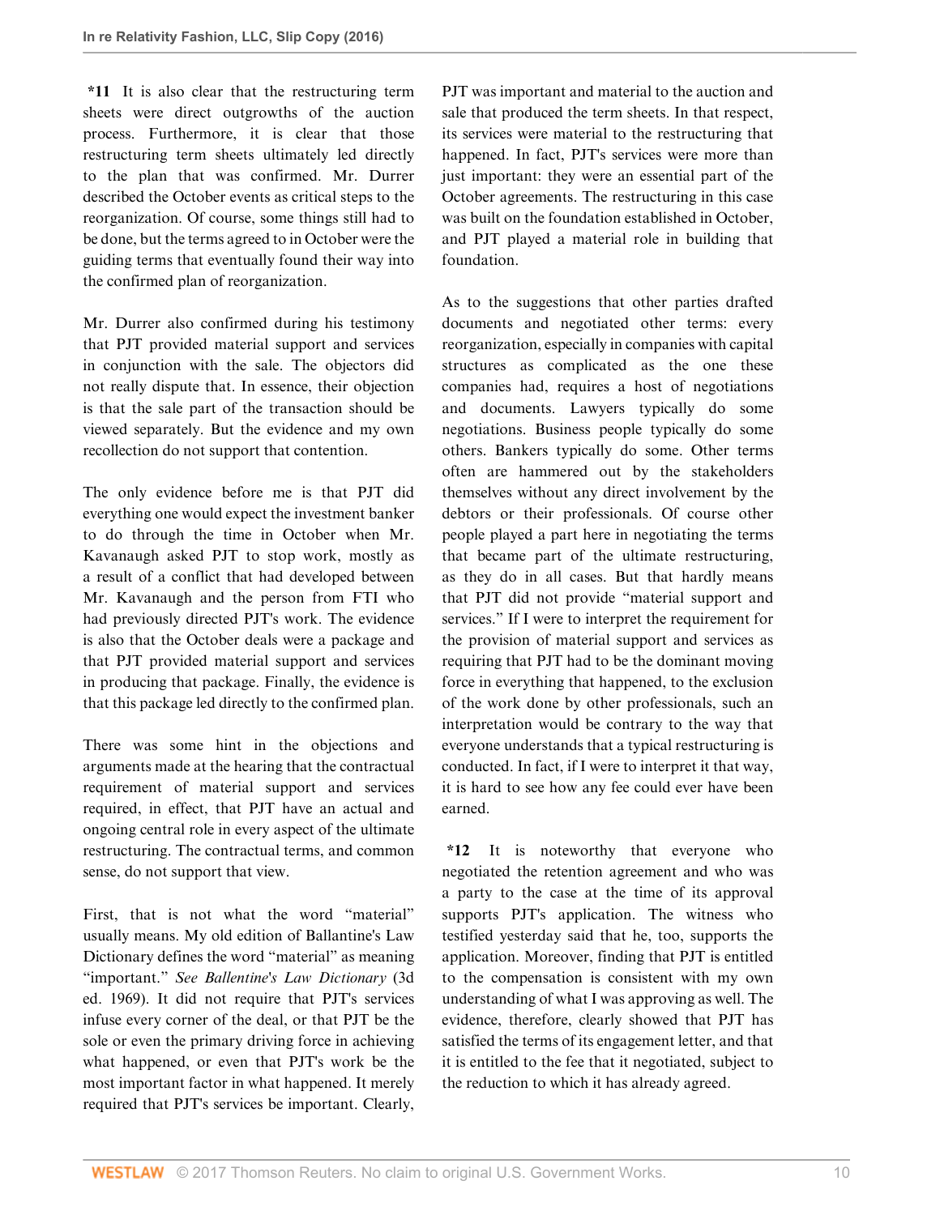**\*11** It is also clear that the restructuring term sheets were direct outgrowths of the auction process. Furthermore, it is clear that those restructuring term sheets ultimately led directly to the plan that was confirmed. Mr. Durrer described the October events as critical steps to the reorganization. Of course, some things still had to be done, but the terms agreed to in October were the guiding terms that eventually found their way into the confirmed plan of reorganization.

Mr. Durrer also confirmed during his testimony that PJT provided material support and services in conjunction with the sale. The objectors did not really dispute that. In essence, their objection is that the sale part of the transaction should be viewed separately. But the evidence and my own recollection do not support that contention.

The only evidence before me is that PJT did everything one would expect the investment banker to do through the time in October when Mr. Kavanaugh asked PJT to stop work, mostly as a result of a conflict that had developed between Mr. Kavanaugh and the person from FTI who had previously directed PJT's work. The evidence is also that the October deals were a package and that PJT provided material support and services in producing that package. Finally, the evidence is that this package led directly to the confirmed plan.

There was some hint in the objections and arguments made at the hearing that the contractual requirement of material support and services required, in effect, that PJT have an actual and ongoing central role in every aspect of the ultimate restructuring. The contractual terms, and common sense, do not support that view.

First, that is not what the word "material" usually means. My old edition of Ballantine's Law Dictionary defines the word "material" as meaning "important." *See Ballentine's Law Dictionary* (3d ed. 1969). It did not require that PJT's services infuse every corner of the deal, or that PJT be the sole or even the primary driving force in achieving what happened, or even that PJT's work be the most important factor in what happened. It merely required that PJT's services be important. Clearly, PJT was important and material to the auction and sale that produced the term sheets. In that respect, its services were material to the restructuring that happened. In fact, PJT's services were more than just important: they were an essential part of the October agreements. The restructuring in this case was built on the foundation established in October, and PJT played a material role in building that foundation.

As to the suggestions that other parties drafted documents and negotiated other terms: every reorganization, especially in companies with capital structures as complicated as the one these companies had, requires a host of negotiations and documents. Lawyers typically do some negotiations. Business people typically do some others. Bankers typically do some. Other terms often are hammered out by the stakeholders themselves without any direct involvement by the debtors or their professionals. Of course other people played a part here in negotiating the terms that became part of the ultimate restructuring, as they do in all cases. But that hardly means that PJT did not provide "material support and services." If I were to interpret the requirement for the provision of material support and services as requiring that PJT had to be the dominant moving force in everything that happened, to the exclusion of the work done by other professionals, such an interpretation would be contrary to the way that everyone understands that a typical restructuring is conducted. In fact, if I were to interpret it that way, it is hard to see how any fee could ever have been earned.

**\*12** It is noteworthy that everyone who negotiated the retention agreement and who was a party to the case at the time of its approval supports PJT's application. The witness who testified yesterday said that he, too, supports the application. Moreover, finding that PJT is entitled to the compensation is consistent with my own understanding of what I was approving as well. The evidence, therefore, clearly showed that PJT has satisfied the terms of its engagement letter, and that it is entitled to the fee that it negotiated, subject to the reduction to which it has already agreed.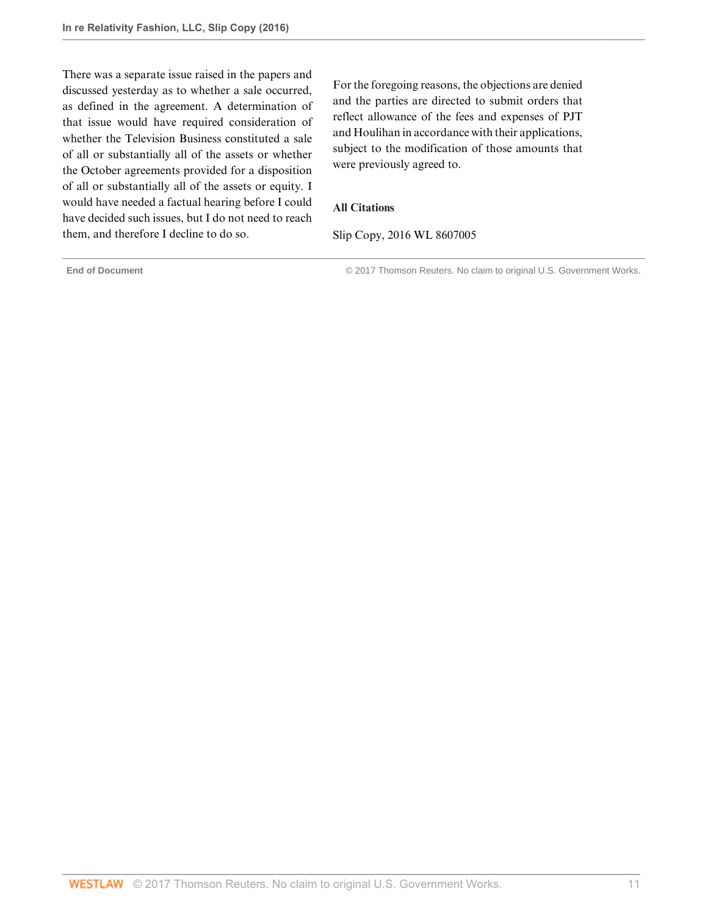There was a separate issue raised in the papers and discussed yesterday as to whether a sale occurred, as defined in the agreement. A determination of that issue would have required consideration of whether the Television Business constituted a sale of all or substantially all of the assets or whether the October agreements provided for a disposition of all or substantially all of the assets or equity. I would have needed a factual hearing before I could have decided such issues, but I do not need to reach them, and therefore I decline to do so.

For the foregoing reasons, the objections are denied and the parties are directed to submit orders that reflect allowance of the fees and expenses of PJT and Houlihan in accordance with their applications, subject to the modification of those amounts that were previously agreed to.

**All Citations**

Slip Copy, 2016 WL 8607005

End of Document

© 2017 Thomson Reuters. No claim to original U.S. Government Works.